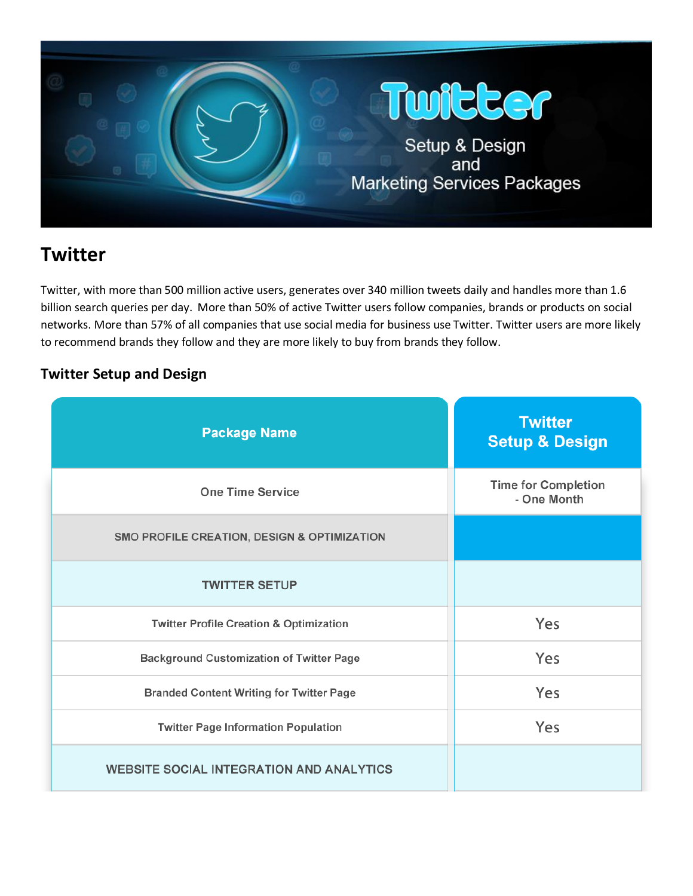# Twitter

Twitter Setup & Design and Marketing Services Packages

## Twitter

Twitter, with more than 500 million active users, generates over 340 million tweets daily and handles more than 1.6 billion search queries per day. More than 50% of active Twitter users follow companies, brands or products on social networks. More than 57% of all companies that use social media for business use Twitter. Twitter users are more likely to recommend brands they follow and they are more likely to buy from brands they follow.

### Twitter Setup and Design

| Package Name | Twitter Setup & Design |
|---|---|
| One Time Service | Time for Completion - One Month |
| SMO PROFILE CREATION, DESIGN & OPTIMIZATION | |
| TWITTER SETUP | |
| Twitter Profile Creation & Optimization | Yes |
| Background Customization of Twitter Page | Yes |
| Branded Content Writing for Twitter Page | Yes |
| Twitter Page Information Population | Yes |
| WEBSITE SOCIAL INTEGRATION AND ANALYTICS | |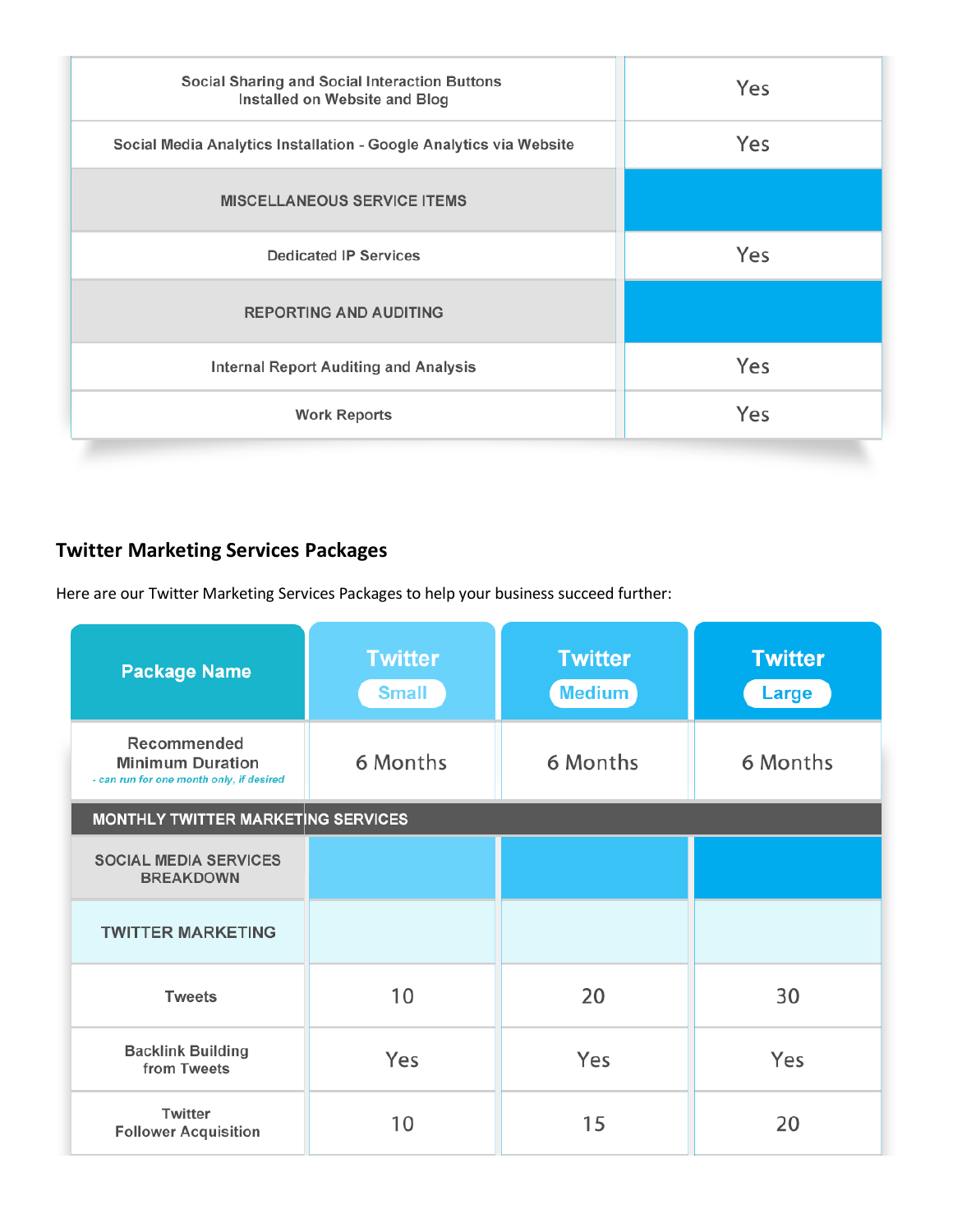| | |
|---|---|
| Social Sharing and Social Interaction Buttons Installed on Website and Blog | Yes |
| Social Media Analytics Installation - Google Analytics via Website | Yes |
| MISCELLANEOUS SERVICE ITEMS | |
| Dedicated IP Services | Yes |
| REPORTING AND AUDITING | |
| Internal Report Auditing and Analysis | Yes |
| Work Reports | Yes |

### Twitter Marketing Services Packages

Here are our Twitter Marketing Services Packages to help your business succeed further:

| Package Name | Twitter Small | Twitter Medium | Twitter Large |
|---|---|---|---|
| Recommended Minimum Duration *- can run for one month only, if desired* | 6 Months | 6 Months | 6 Months |
| MONTHLY TWITTER MARKETING SERVICES | | | |
| SOCIAL MEDIA SERVICES BREAKDOWN | | | |
| TWITTER MARKETING | | | |
| Tweets | 10 | 20 | 30 |
| Backlink Building from Tweets | Yes | Yes | Yes |
| Twitter Follower Acquisition | 10 | 15 | 20 |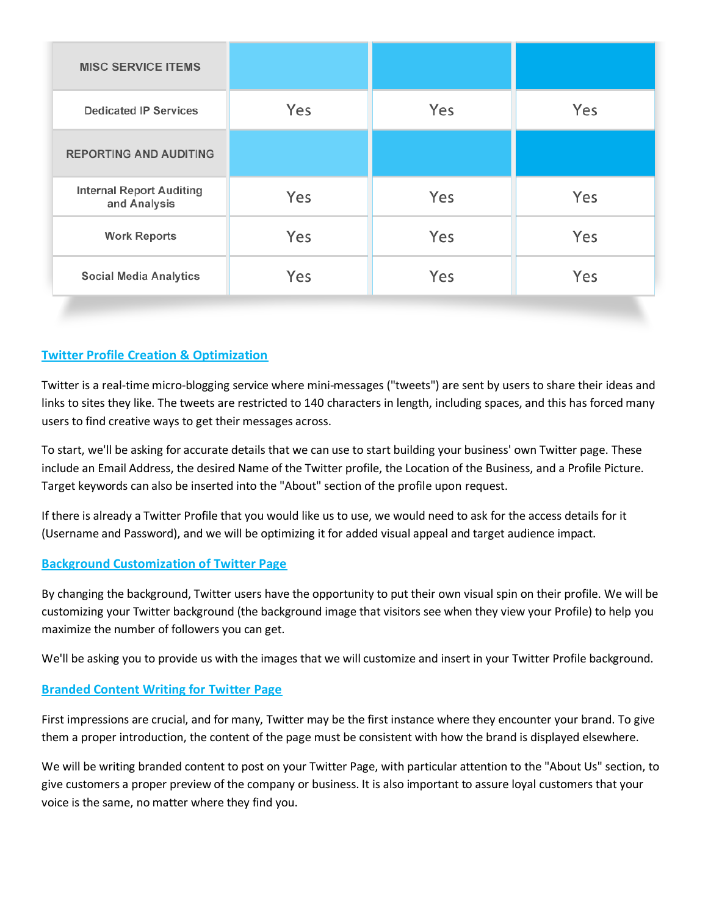| MISC SERVICE ITEMS | | | |
|---|---|---|---|
| Dedicated IP Services | Yes | Yes | Yes |
| **REPORTING AND AUDITING** | | | |
| Internal Report Auditing and Analysis | Yes | Yes | Yes |
| Work Reports | Yes | Yes | Yes |
| Social Media Analytics | Yes | Yes | Yes |

## Twitter Profile Creation & Optimization

Twitter is a real-time micro-blogging service where mini-messages ("tweets") are sent by users to share their ideas and links to sites they like. The tweets are restricted to 140 characters in length, including spaces, and this has forced many users to find creative ways to get their messages across.

To start, we'll be asking for accurate details that we can use to start building your business' own Twitter page. These include an Email Address, the desired Name of the Twitter profile, the Location of the Business, and a Profile Picture. Target keywords can also be inserted into the "About" section of the profile upon request.

If there is already a Twitter Profile that you would like us to use, we would need to ask for the access details for it (Username and Password), and we will be optimizing it for added visual appeal and target audience impact.

## Background Customization of Twitter Page

By changing the background, Twitter users have the opportunity to put their own visual spin on their profile. We will be customizing your Twitter background (the background image that visitors see when they view your Profile) to help you maximize the number of followers you can get.

We'll be asking you to provide us with the images that we will customize and insert in your Twitter Profile background.

## Branded Content Writing for Twitter Page

First impressions are crucial, and for many, Twitter may be the first instance where they encounter your brand. To give them a proper introduction, the content of the page must be consistent with how the brand is displayed elsewhere.

We will be writing branded content to post on your Twitter Page, with particular attention to the "About Us" section, to give customers a proper preview of the company or business. It is also important to assure loyal customers that your voice is the same, no matter where they find you.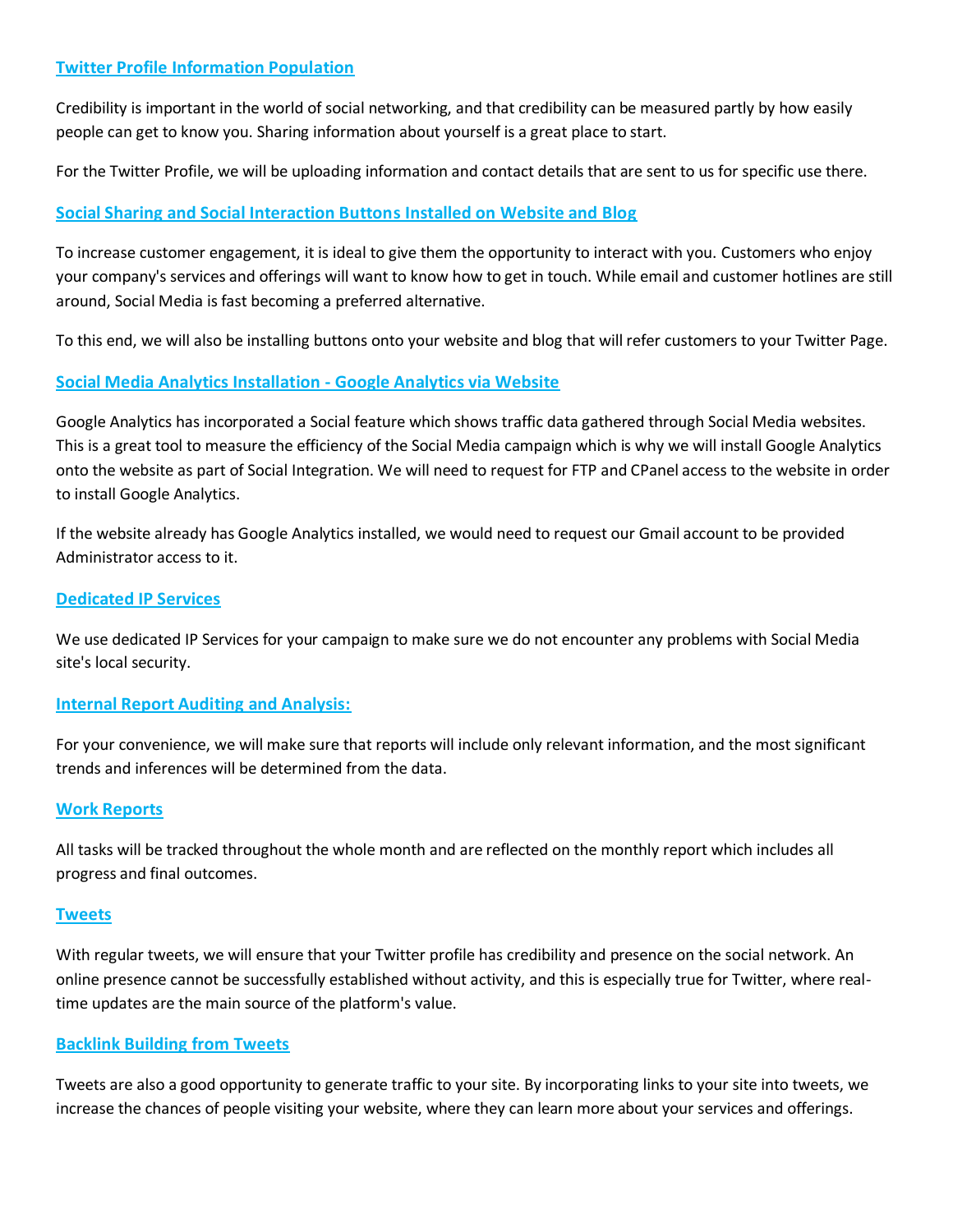### Twitter Profile Information Population

Credibility is important in the world of social networking, and that credibility can be measured partly by how easily people can get to know you. Sharing information about yourself is a great place to start.

For the Twitter Profile, we will be uploading information and contact details that are sent to us for specific use there.

### Social Sharing and Social Interaction Buttons Installed on Website and Blog

To increase customer engagement, it is ideal to give them the opportunity to interact with you. Customers who enjoy your company's services and offerings will want to know how to get in touch. While email and customer hotlines are still around, Social Media is fast becoming a preferred alternative.

To this end, we will also be installing buttons onto your website and blog that will refer customers to your Twitter Page.

### Social Media Analytics Installation - Google Analytics via Website

Google Analytics has incorporated a Social feature which shows traffic data gathered through Social Media websites. This is a great tool to measure the efficiency of the Social Media campaign which is why we will install Google Analytics onto the website as part of Social Integration. We will need to request for FTP and CPanel access to the website in order to install Google Analytics.

If the website already has Google Analytics installed, we would need to request our Gmail account to be provided Administrator access to it.

### Dedicated IP Services

We use dedicated IP Services for your campaign to make sure we do not encounter any problems with Social Media site's local security.

### Internal Report Auditing and Analysis:

For your convenience, we will make sure that reports will include only relevant information, and the most significant trends and inferences will be determined from the data.

### Work Reports

All tasks will be tracked throughout the whole month and are reflected on the monthly report which includes all progress and final outcomes.

### Tweets

With regular tweets, we will ensure that your Twitter profile has credibility and presence on the social network. An online presence cannot be successfully established without activity, and this is especially true for Twitter, where real-time updates are the main source of the platform's value.

### Backlink Building from Tweets

Tweets are also a good opportunity to generate traffic to your site. By incorporating links to your site into tweets, we increase the chances of people visiting your website, where they can learn more about your services and offerings.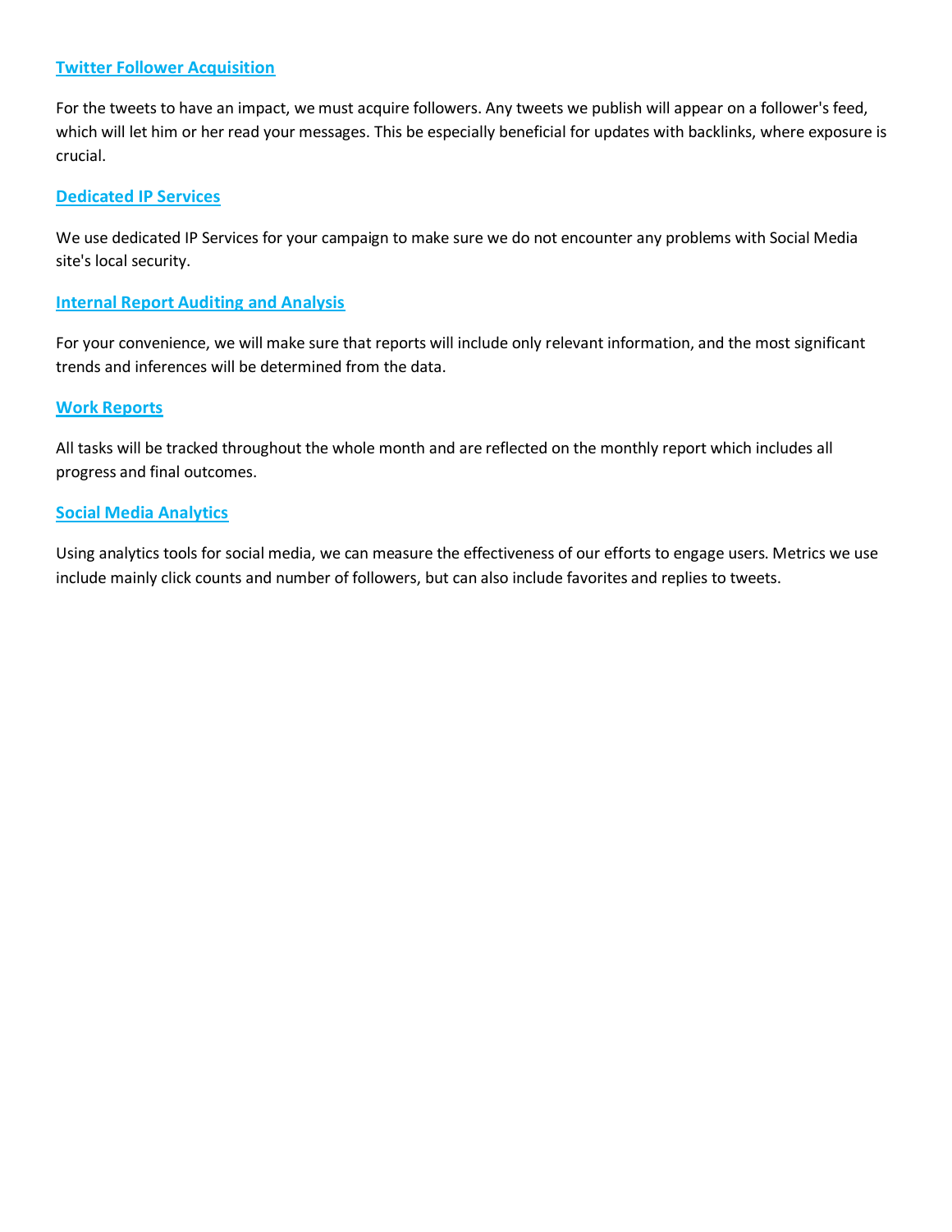### Twitter Follower Acquisition

For the tweets to have an impact, we must acquire followers. Any tweets we publish will appear on a follower's feed, which will let him or her read your messages. This be especially beneficial for updates with backlinks, where exposure is crucial.

### Dedicated IP Services

We use dedicated IP Services for your campaign to make sure we do not encounter any problems with Social Media site's local security.

### Internal Report Auditing and Analysis

For your convenience, we will make sure that reports will include only relevant information, and the most significant trends and inferences will be determined from the data.

### Work Reports

All tasks will be tracked throughout the whole month and are reflected on the monthly report which includes all progress and final outcomes.

### Social Media Analytics

Using analytics tools for social media, we can measure the effectiveness of our efforts to engage users. Metrics we use include mainly click counts and number of followers, but can also include favorites and replies to tweets.